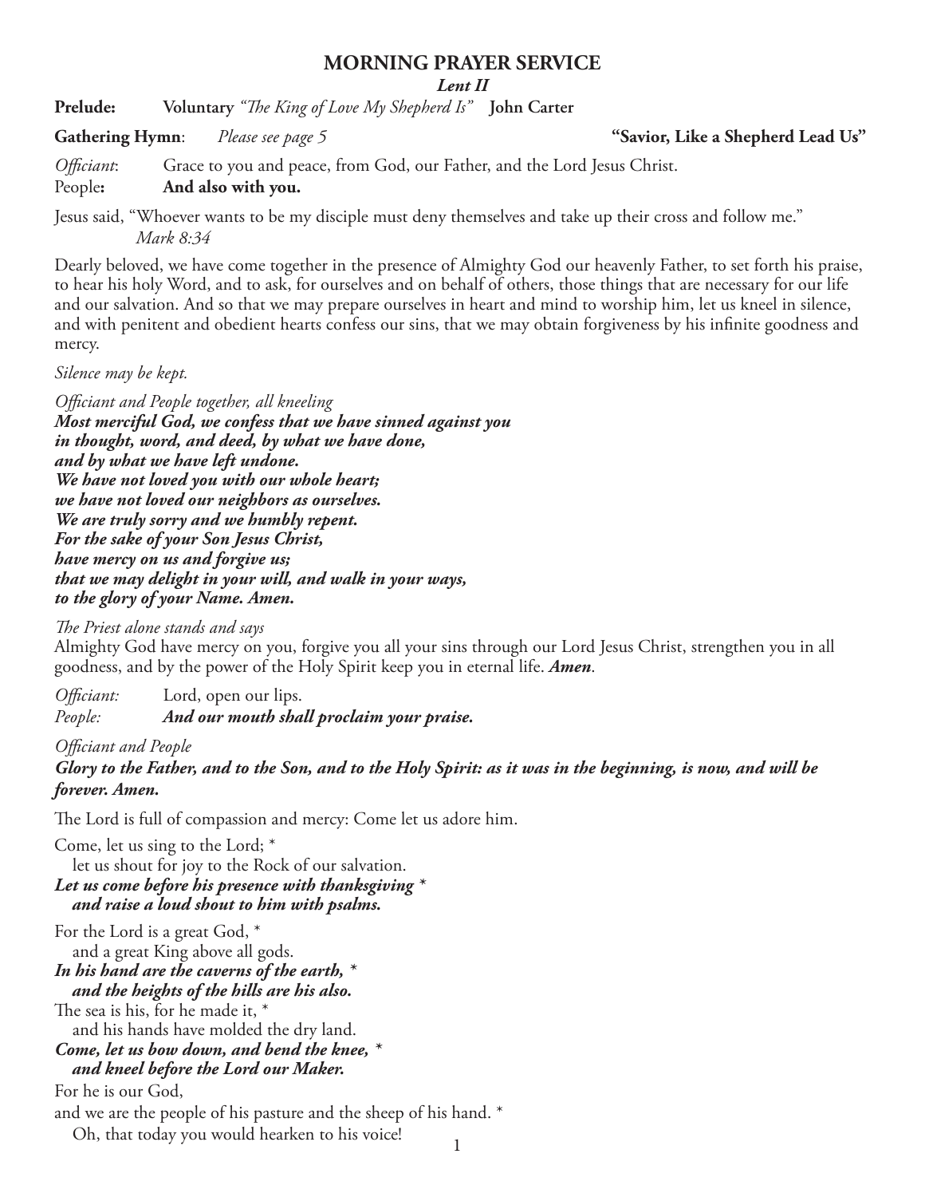# MORNING PRAYER SERVICE

***Lent II***

**Prelude:** **Voluntary** *"The King of Love My Shepherd Is"* **John Carter**

**Gathering Hymn**: *Please see page 5* **"Savior, Like a Shepherd Lead Us"**

*Officiant*: Grace to you and peace, from God, our Father, and the Lord Jesus Christ.
People**:** **And also with you.**

Jesus said, "Whoever wants to be my disciple must deny themselves and take up their cross and follow me."
*Mark 8:34*

Dearly beloved, we have come together in the presence of Almighty God our heavenly Father, to set forth his praise, to hear his holy Word, and to ask, for ourselves and on behalf of others, those things that are necessary for our life and our salvation. And so that we may prepare ourselves in heart and mind to worship him, let us kneel in silence, and with penitent and obedient hearts confess our sins, that we may obtain forgiveness by his infinite goodness and mercy.

*Silence may be kept.*

*Officiant and People together, all kneeling*
***Most merciful God, we confess that we have sinned against you***
***in thought, word, and deed, by what we have done,***
***and by what we have left undone.***
***We have not loved you with our whole heart;***
***we have not loved our neighbors as ourselves.***
***We are truly sorry and we humbly repent.***
***For the sake of your Son Jesus Christ,***
***have mercy on us and forgive us;***
***that we may delight in your will, and walk in your ways,***
***to the glory of your Name. Amen.***

*The Priest alone stands and says*
Almighty God have mercy on you, forgive you all your sins through our Lord Jesus Christ, strengthen you in all goodness, and by the power of the Holy Spirit keep you in eternal life. ***Amen***.

*Officiant:* Lord, open our lips.
*People:* ***And our mouth shall proclaim your praise.***

*Officiant and People*
***Glory to the Father, and to the Son, and to the Holy Spirit: as it was in the beginning, is now, and will be forever. Amen.***

The Lord is full of compassion and mercy: Come let us adore him.

Come, let us sing to the Lord; *
let us shout for joy to the Rock of our salvation.
***Let us come before his presence with thanksgiving****
***and raise a loud shout to him with psalms.***

For the Lord is a great God, *
and a great King above all gods.
***In his hand are the caverns of the earth,****
***and the heights of the hills are his also.***
The sea is his, for he made it, *
and his hands have molded the dry land.
***Come, let us bow down, and bend the knee,****
***and kneel before the Lord our Maker.***
For he is our God,
and we are the people of his pasture and the sheep of his hand. *
Oh, that today you would hearken to his voice!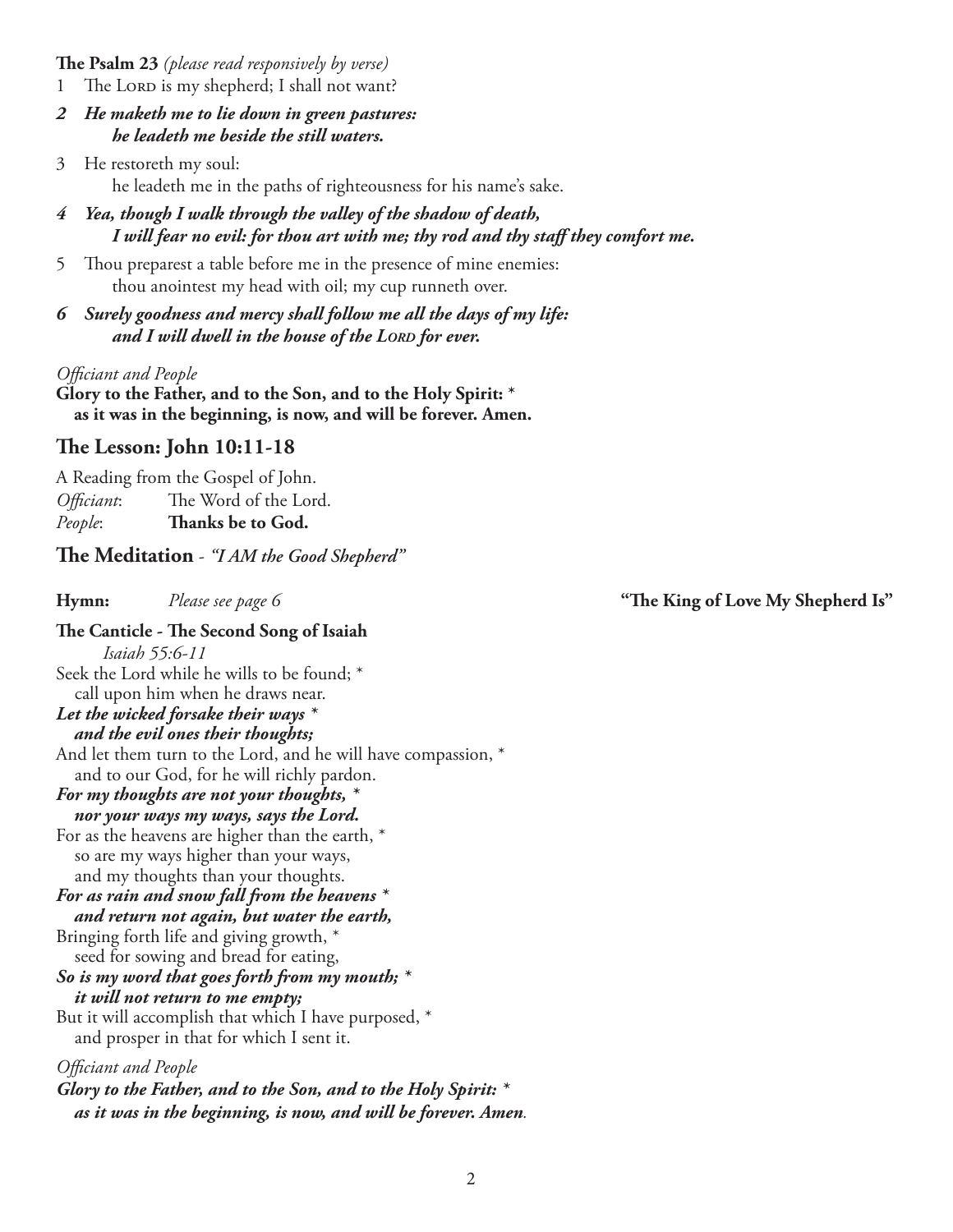**The Psalm 23** *(please read responsively by verse)*

1 The Lord is my shepherd; I shall not want?

***2 He maketh me to lie down in green pastures:***
***he leadeth me beside the still waters.***

3 He restoreth my soul:
he leadeth me in the paths of righteousness for his name's sake.

***4 Yea, though I walk through the valley of the shadow of death,***
***I will fear no evil: for thou art with me; thy rod and thy staff they comfort me.***

5 Thou preparest a table before me in the presence of mine enemies:
thou anointest my head with oil; my cup runneth over.

***6 Surely goodness and mercy shall follow me all the days of my life:***
***and I will dwell in the house of the Lord for ever.***

*Officiant and People*
**Glory to the Father, and to the Son, and to the Holy Spirit: ***
**as it was in the beginning, is now, and will be forever. Amen.**

## The Lesson: John 10:11-18

A Reading from the Gospel of John.
*Officiant*: The Word of the Lord.
*People*: **Thanks be to God.**

## The Meditation - *"I AM the Good Shepherd"*

**Hymn:** *Please see page 6* **"The King of Love My Shepherd Is"**

**The Canticle - The Second Song of Isaiah**
*Isaiah 55:6-11*
Seek the Lord while he wills to be found; *
call upon him when he draws near.
***Let the wicked forsake their ways ****
***and the evil ones their thoughts;***
And let them turn to the Lord, and he will have compassion, *
and to our God, for he will richly pardon.
***For my thoughts are not your thoughts, ****
***nor your ways my ways, says the Lord.***
For as the heavens are higher than the earth, *
so are my ways higher than your ways,
and my thoughts than your thoughts.
***For as rain and snow fall from the heavens ****
***and return not again, but water the earth,***
Bringing forth life and giving growth, *
seed for sowing and bread for eating,
***So is my word that goes forth from my mouth; ****
***it will not return to me empty;***
But it will accomplish that which I have purposed, *
and prosper in that for which I sent it.

*Officiant and People*
***Glory to the Father, and to the Son, and to the Holy Spirit: ****
***as it was in the beginning, is now, and will be forever. Amen.***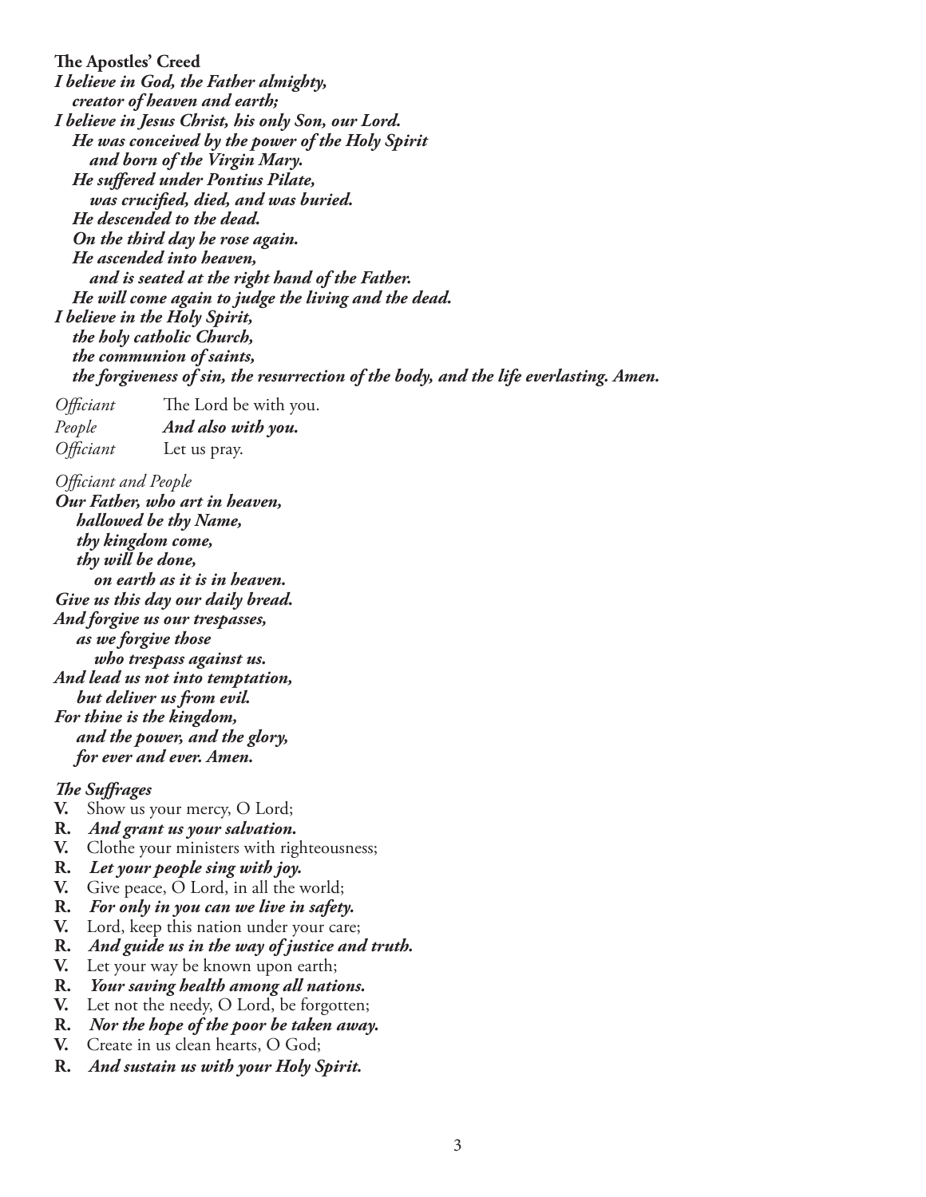**The Apostles' Creed**

***I believe in God, the Father almighty,***
***creator of heaven and earth;***
***I believe in Jesus Christ, his only Son, our Lord.***
***He was conceived by the power of the Holy Spirit***
***and born of the Virgin Mary.***
***He suffered under Pontius Pilate,***
***was crucified, died, and was buried.***
***He descended to the dead.***
***On the third day he rose again.***
***He ascended into heaven,***
***and is seated at the right hand of the Father.***
***He will come again to judge the living and the dead.***
***I believe in the Holy Spirit,***
***the holy catholic Church,***
***the communion of saints,***
***the forgiveness of sin, the resurrection of the body, and the life everlasting. Amen.***

*Officiant* The Lord be with you.
*People* ***And also with you.***
*Officiant* Let us pray.

*Officiant and People*

***Our Father, who art in heaven,***
***hallowed be thy Name,***
***thy kingdom come,***
***thy will be done,***
***on earth as it is in heaven.***
***Give us this day our daily bread.***
***And forgive us our trespasses,***
***as we forgive those***
***who trespass against us.***
***And lead us not into temptation,***
***but deliver us from evil.***
***For thine is the kingdom,***
***and the power, and the glory,***
***for ever and ever. Amen.***

***The Suffrages***

**V.** Show us your mercy, O Lord;
**R.** ***And grant us your salvation.***
**V.** Clothe your ministers with righteousness;
**R.** ***Let your people sing with joy.***
**V.** Give peace, O Lord, in all the world;
**R.** ***For only in you can we live in safety.***
**V.** Lord, keep this nation under your care;
**R.** ***And guide us in the way of justice and truth.***
**V.** Let your way be known upon earth;
**R.** ***Your saving health among all nations.***
**V.** Let not the needy, O Lord, be forgotten;
**R.** ***Nor the hope of the poor be taken away.***
**V.** Create in us clean hearts, O God;
**R.** ***And sustain us with your Holy Spirit.***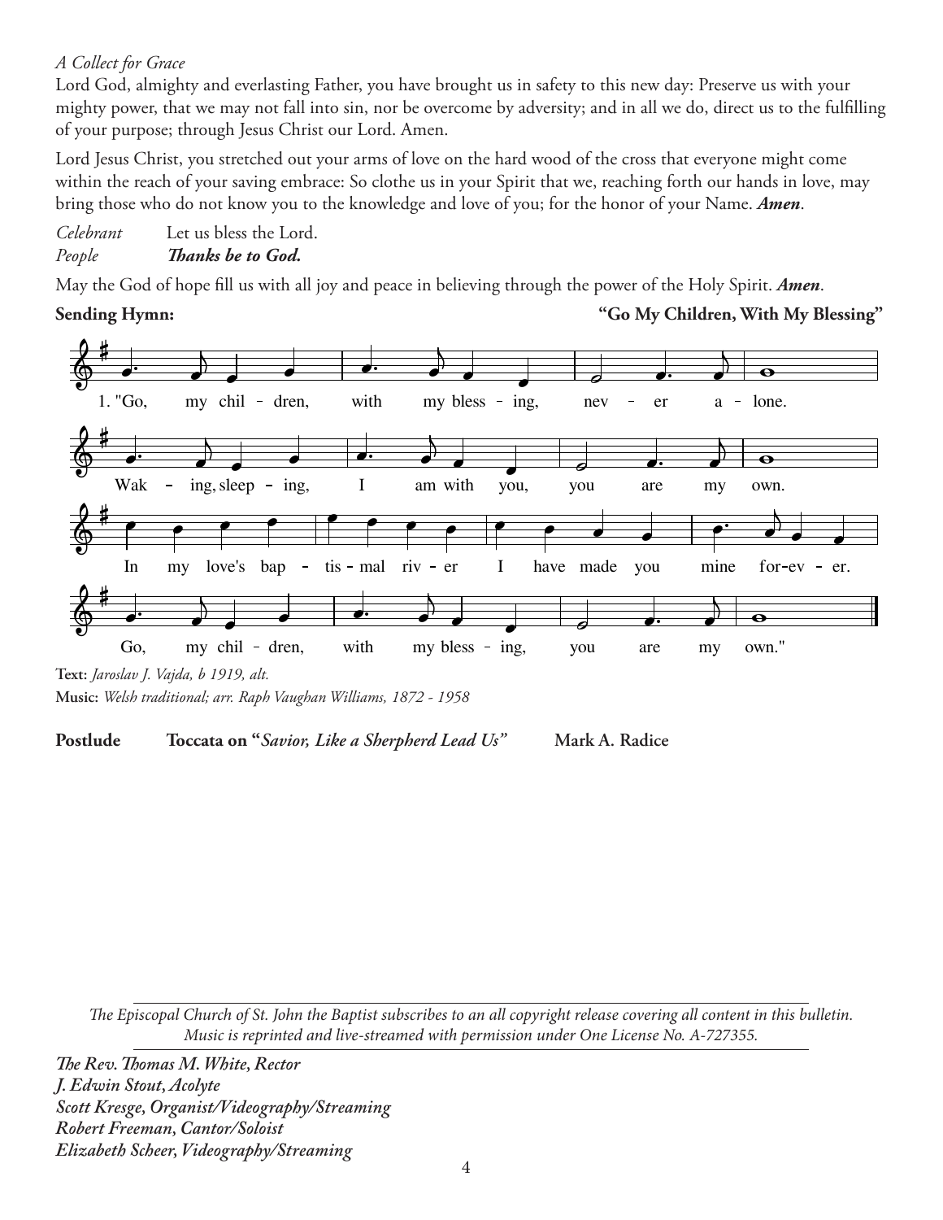*A Collect for Grace*

Lord God, almighty and everlasting Father, you have brought us in safety to this new day: Preserve us with your mighty power, that we may not fall into sin, nor be overcome by adversity; and in all we do, direct us to the fulfilling of your purpose; through Jesus Christ our Lord. Amen.

Lord Jesus Christ, you stretched out your arms of love on the hard wood of the cross that everyone might come within the reach of your saving embrace: So clothe us in your Spirit that we, reaching forth our hands in love, may bring those who do not know you to the knowledge and love of you; for the honor of your Name. ***Amen***.

*Celebrant* Let us bless the Lord.
*People* ***Thanks be to God.***

May the God of hope fill us with all joy and peace in believing through the power of the Holy Spirit. ***Amen***.

**Sending Hymn:** **"Go My Children, With My Blessing"**

1. "Go, my chil - dren, with my bless - ing, nev - er a - lone.
Wak - ing, sleep - ing, I am with you, you are my own.
In my love's bap - tis - mal riv - er I have made you mine for-ev - er.
Go, my chil - dren, with my bless - ing, you are my own."

**Text:** *Jaroslav J. Vajda, b 1919, alt.*
**Music:** *Welsh traditional; arr. Raph Vaughan Williams, 1872 - 1958*

**Postlude** **Toccata on "*Savior, Like a Sherpherd Lead Us"*** **Mark A. Radice**

*The Episcopal Church of St. John the Baptist subscribes to an all copyright release covering all content in this bulletin. Music is reprinted and live-streamed with permission under One License No. A-727355.*

***The Rev. Thomas M. White, Rector***
***J. Edwin Stout, Acolyte***
***Scott Kresge, Organist/Videography/Streaming***
***Robert Freeman, Cantor/Soloist***
***Elizabeth Scheer, Videography/Streaming***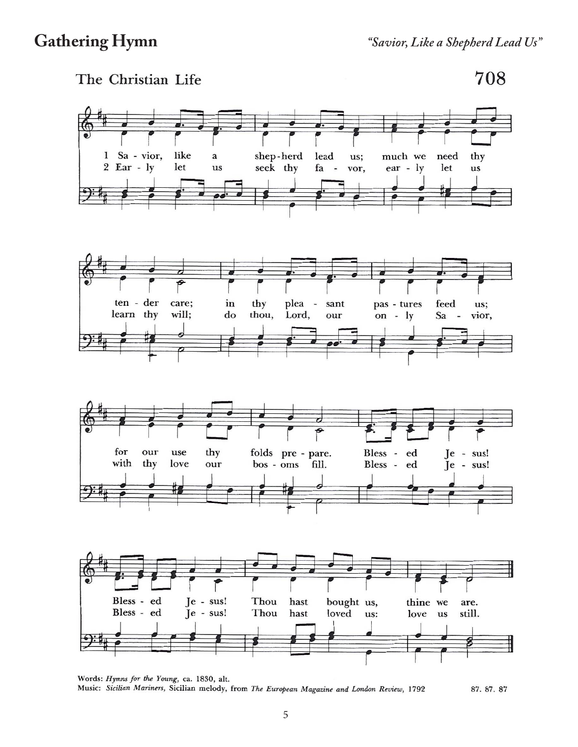## Gathering Hymn

*"Savior, Like a Shepherd Lead Us"*

The Christian Life

708

1 Savior, like a shepherd lead us; much we need thy tender care; in thy pleasant pastures feed us; for our use thy folds prepare. Blessed Jesus! Blessed Jesus! Thou hast bought us, thine we are.

2 Early let us seek thy favor, early let us learn thy will; do thou, Lord, our only Savior, with thy love our bosoms fill. Blessed Jesus! Blessed Jesus! Thou hast loved us: love us still.

Words: *Hymns for the Young*, ca. 1830, alt.
Music: *Sicilian Mariners*, Sicilian melody, from *The European Magazine and London Review*, 1792

87. 87. 87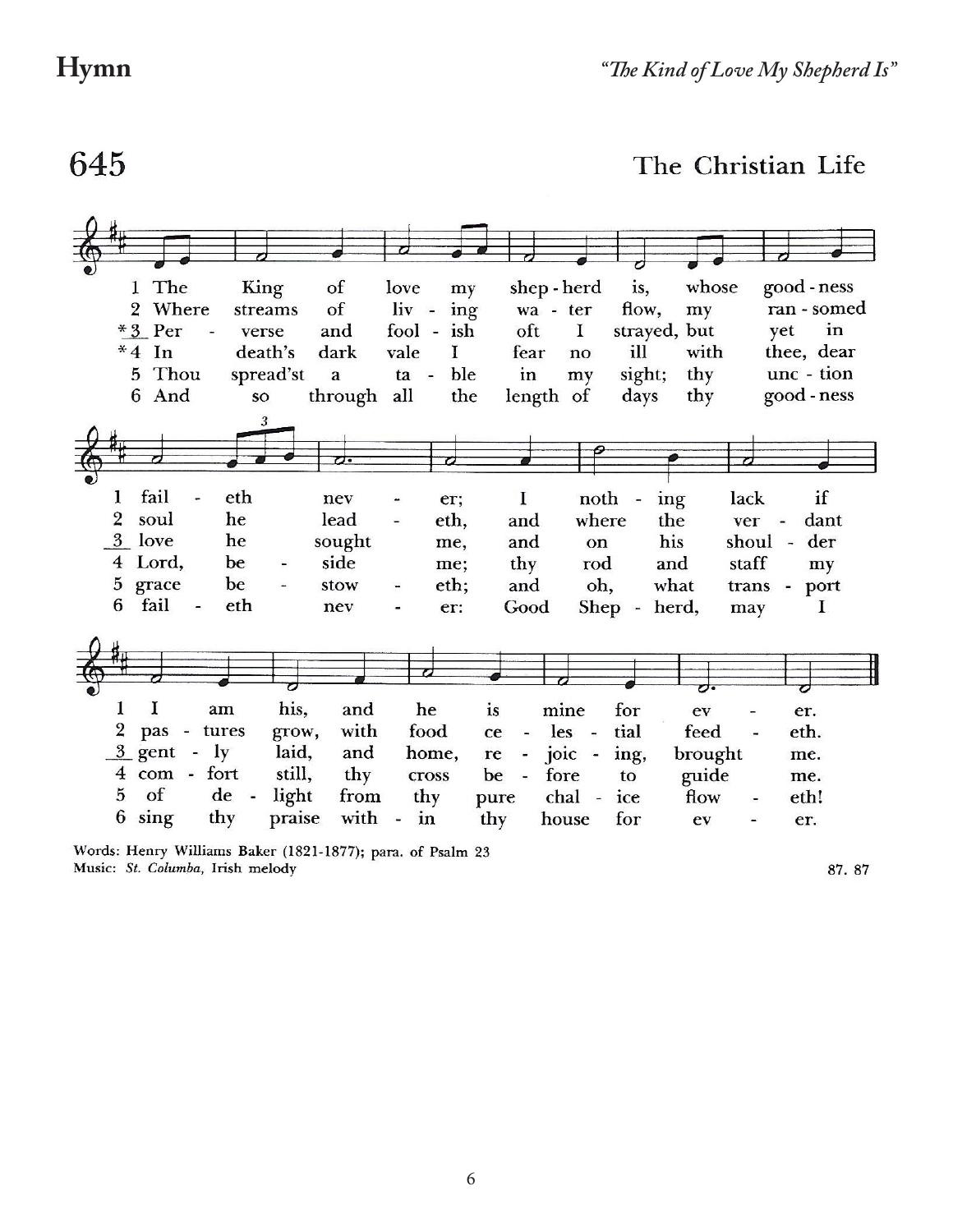## Hymn

*"The Kind of Love My Shepherd Is"*

# 645

The Christian Life

1 The King of love my shep - herd is, whose good - ness
2 Where streams of liv - ing wa - ter flow, my ran - somed
*3 Per - verse and fool - ish oft I strayed, but yet in
*4 In death's dark vale I fear no ill with thee, dear
5 Thou spread'st a ta - ble in my sight; thy unc - tion
6 And so through all the length of days thy good - ness

1 fail - eth nev - er; I noth - ing lack if
2 soul he lead - eth, and where the ver - dant
3 love he sought me, and on his shoul - der
4 Lord, be - side me; thy rod and staff my
5 grace be - stow - eth; and oh, what trans - port
6 fail - eth nev - er: Good Shep - herd, may I

1 I am his, and he is mine for ev - er.
2 pas - tures grow, with food ce - les - tial feed - eth.
3 gent - ly laid, and home, re - joic - ing, brought me.
4 com - fort still, thy cross be - fore to guide me.
5 of de - light from thy pure chal - ice flow - eth!
6 sing thy praise with - in thy house for ev - er.

Words: Henry Williams Baker (1821-1877); para. of Psalm 23
Music: *St. Columba*, Irish melody

87. 87